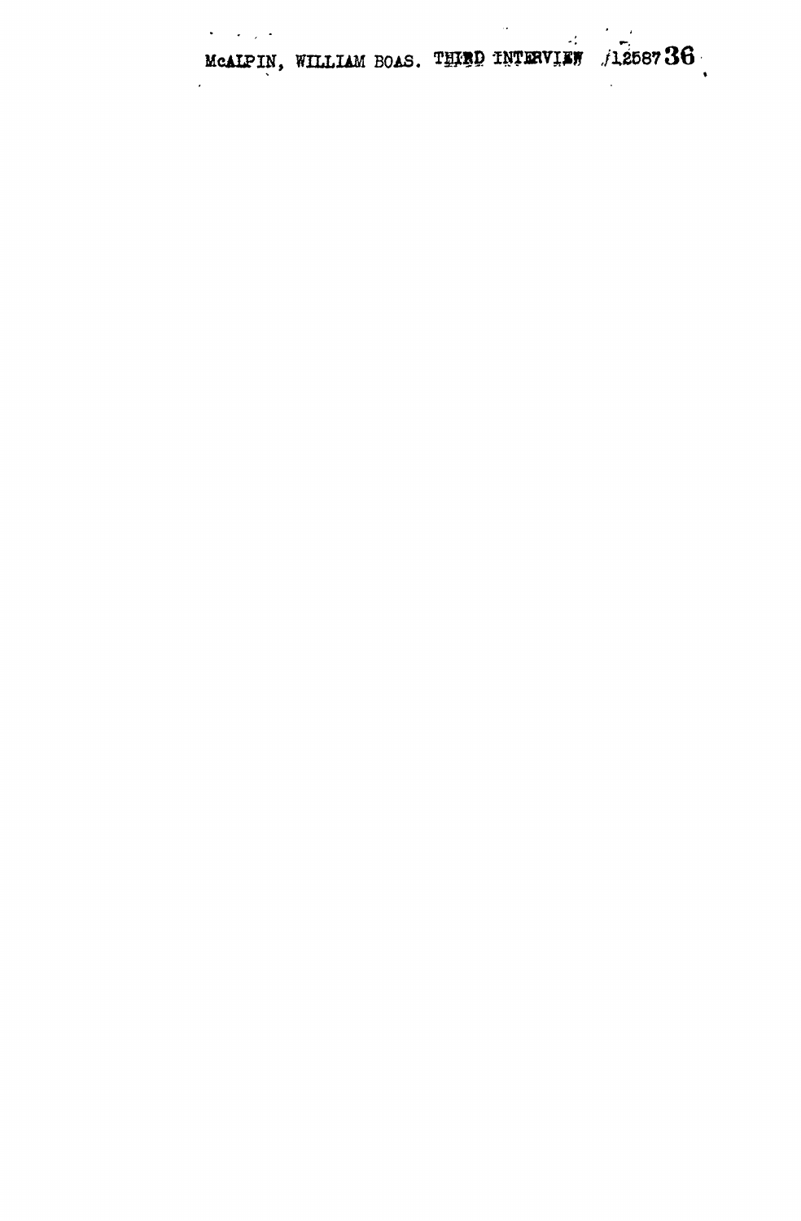McALPIN, WILLIAM BOAS. THIRD INTERVIEW /12587 36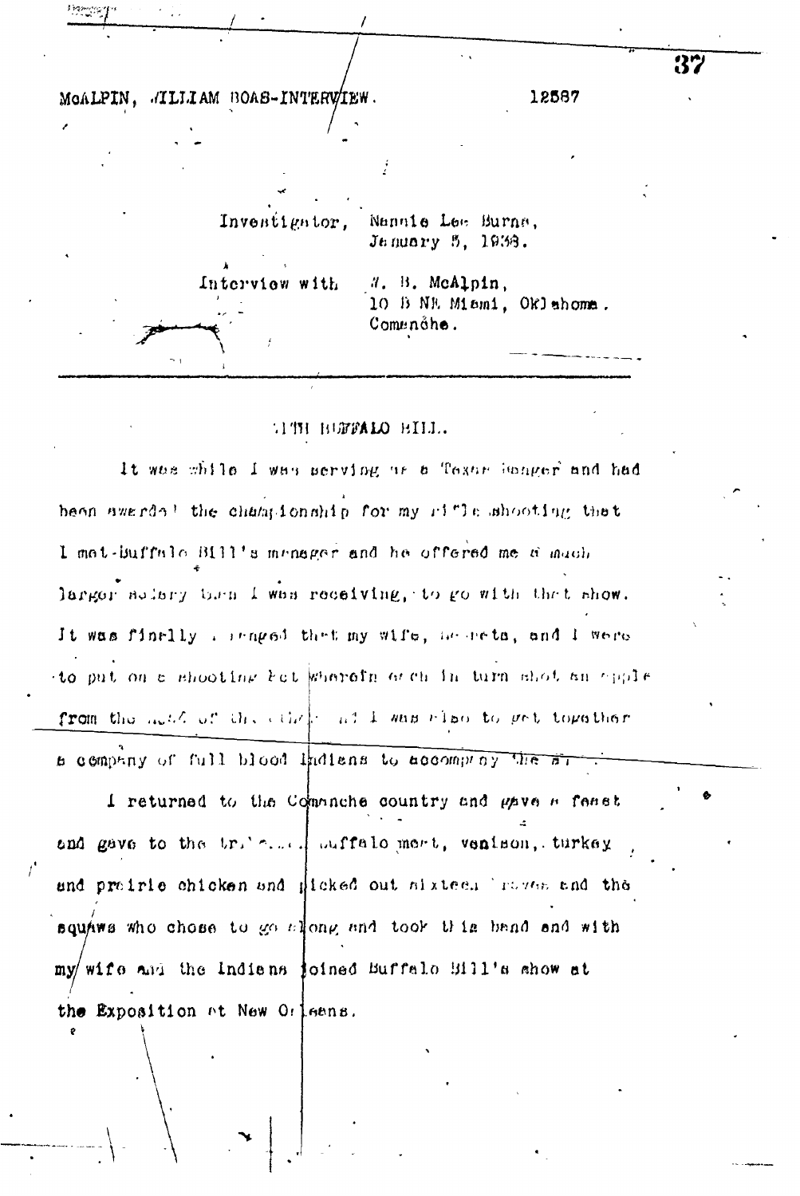McALPIN, WILLIAM BOAS-INTERVIEW. 12587

Investigator, Nannie Lee Burns,
January 5, 1938.

Interview with W. B. McAlpin,
10 B NE Miami, Oklahoma.
Comanche.

---

## WITH BUFFALO BILL.

It was while I was serving as a Texas Ranger and had been awarded the championship for my rifle shooting that I met Buffalo Bill's manager and he offered me a much larger salary than I was receiving, to go with that show. It was finally arranged that my wife, Henrietta, and I were to put on a shooting act wherein each in turn shot an apple from the head of the other and I was also to get together a company of full blood Indians to accompany the act.

I returned to the Comanche country and gave a feast and gave to the tribe buffalo meat, venison, turkey and prairie chicken and picked out sixteen braves and the squaws who chose to go along and took this band and with my wife and the Indians joined Buffalo Bill's show at the Exposition at New Orleans.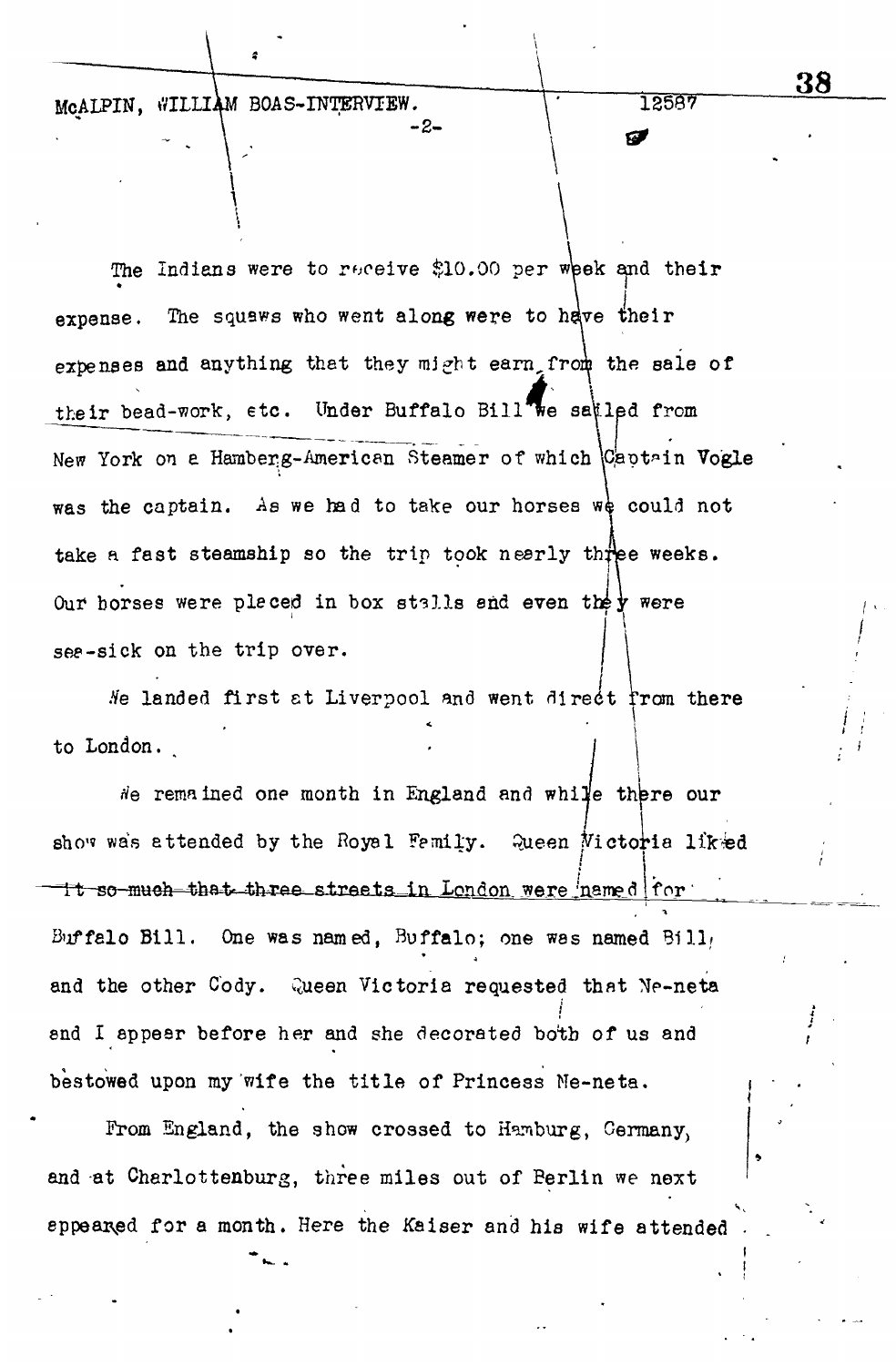The Indians were to receive $10.00 per week and their expense. The squaws who went along were to have their expenses and anything that they might earn from the sale of their bead-work, etc. Under Buffalo Bill we sailed from New York on a Hamberg-American Steamer of which Captain Vogle was the captain. As we had to take our horses we could not take a fast steamship so the trip took nearly three weeks. Our horses were placed in box stalls and even they were sea-sick on the trip over.

We landed first at Liverpool and went direct from there to London.

We remained one month in England and while there our show was attended by the Royal Family. Queen Victoria liked it so much that three streets in London were named for Buffalo Bill. One was named, Buffalo; one was named Bill, and the other Cody. Queen Victoria requested that Ne-neta and I appear before her and she decorated both of us and bestowed upon my wife the title of Princess Ne-neta.

From England, the show crossed to Hamburg, Germany, and at Charlottenburg, three miles out of Berlin we next appeared for a month. Here the Kaiser and his wife attended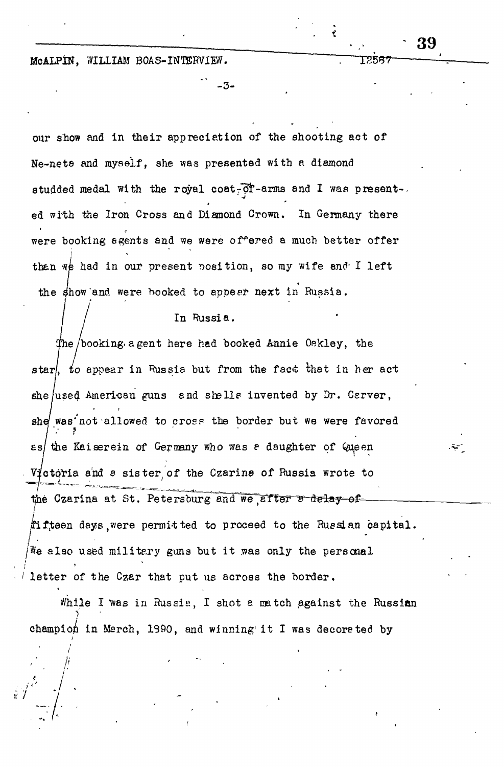our show and in their appreciation of the shooting act of Ne-nete and myself, she was presented with a diamond studded medal with the royal coat-of-arms and I was presented with the Iron Cross and Diamond Crown. In Germany there were booking agents and we were offered a much better offer than we had in our present position, so my wife and I left the show and were booked to appear next in Russia.

## In Russia.

The booking agent here had booked Annie Oakley, the star, to appear in Russia but from the fact that in her act she used American guns and shells invented by Dr. Carver, she was not allowed to cross the border but we were favored as the Kaiserein of Germany who was a daughter of Queen Victoria and a sister of the Czarina of Russia wrote to the Czarina at St. Petersburg and we, ~~after a delay of~~ fifteen days, were permitted to proceed to the Russian capital. We also used military guns but it was only the personal letter of the Czar that put us across the border.

While I was in Russia, I shot a match against the Russian champion in March, 1890, and winning it I was decorated by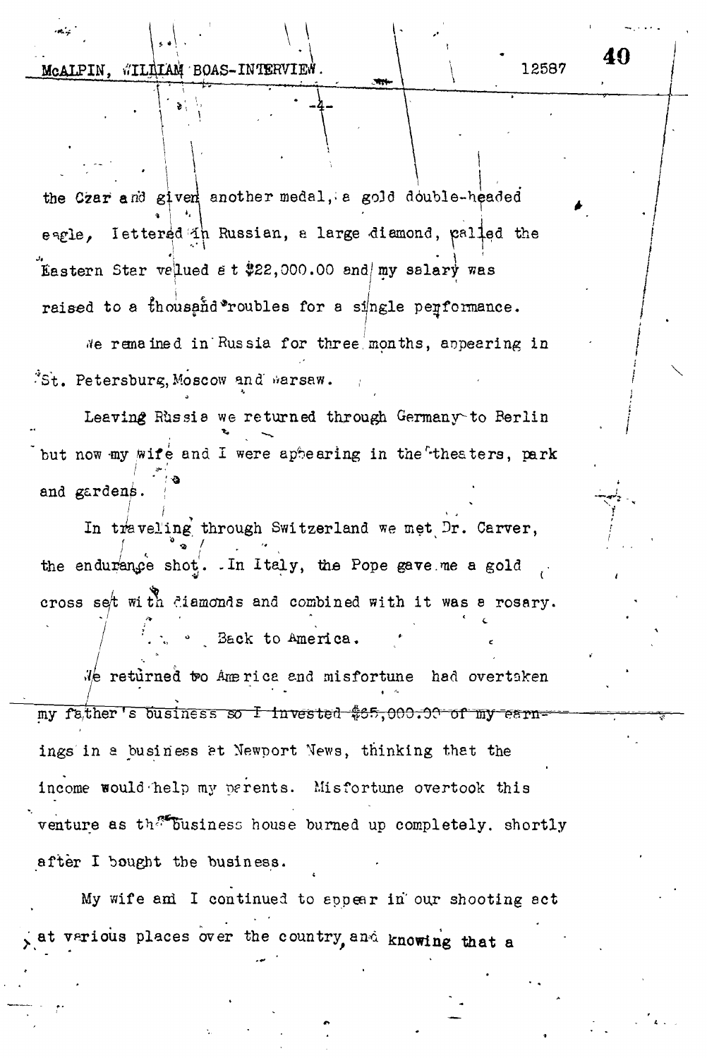the Czar and given another medal, a gold double-headed eagle, lettered in Russian, a large diamond, called the Eastern Star valued at $22,000.00 and my salary was raised to a thousand roubles for a single performance.

We remained in Russia for three months, appearing in St. Petersburg, Moscow and Warsaw.

Leaving Russia we returned through Germany to Berlin but now my wife and I were appearing in the theaters, park and gardens.

In traveling through Switzerland we met Dr. Carver, the endurance shot. In Italy, the Pope gave me a gold cross set with diamonds and combined with it was a rosary.

## Back to America.

We returned to America and misfortune had overtaken my father's business so I invested $65,000.00 of my earnings in a business at Newport News, thinking that the income would help my parents. Misfortune overtook this venture as the business house burned up completely. shortly after I bought the business.

My wife and I continued to appear in our shooting act at various places over the country, and knowing that a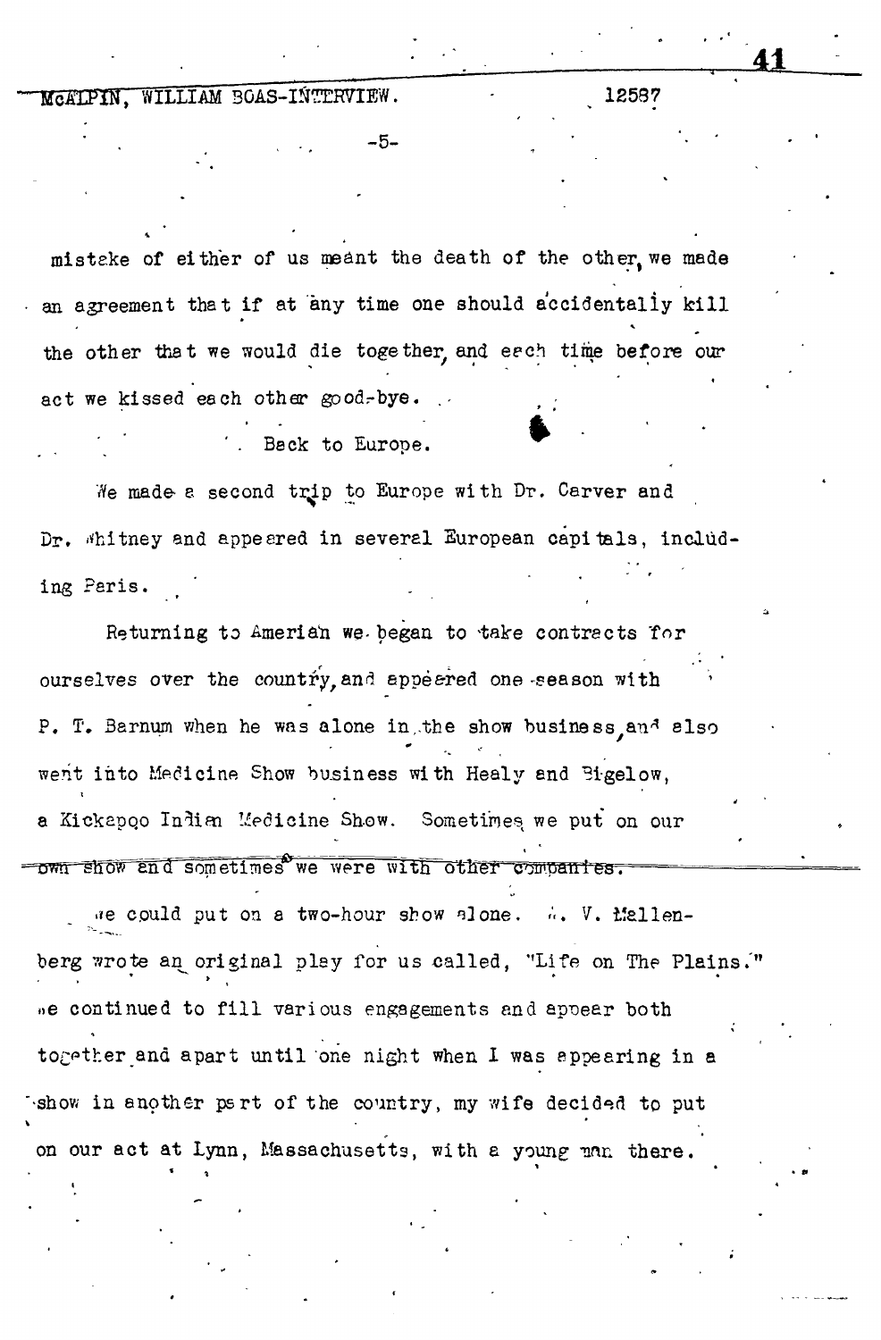mistake of either of us meant the death of the other, we made an agreement that if at any time one should accidentally kill the other that we would die together, and each time before our act we kissed each other good-bye.

## Back to Europe.

We made a second trip to Europe with Dr. Carver and Dr. Whitney and appeared in several European capitals, including Paris.

Returning to Amerian we began to take contracts for ourselves over the country, and appeared one season with P. T. Barnum when he was alone in the show business, and also went into Medicine Show business with Healy and Bigelow, a Kickapoo Indian Medicine Show. Sometimes we put on our own show and sometimes we were with other companies.

We could put on a two-hour show alone. A. V. Mallenberg wrote an original play for us called, "Life on The Plains." We continued to fill various engagements and appear both together and apart until one night when I was appearing in a show in another part of the country, my wife decided to put on our act at Lynn, Massachusetts, with a young man there.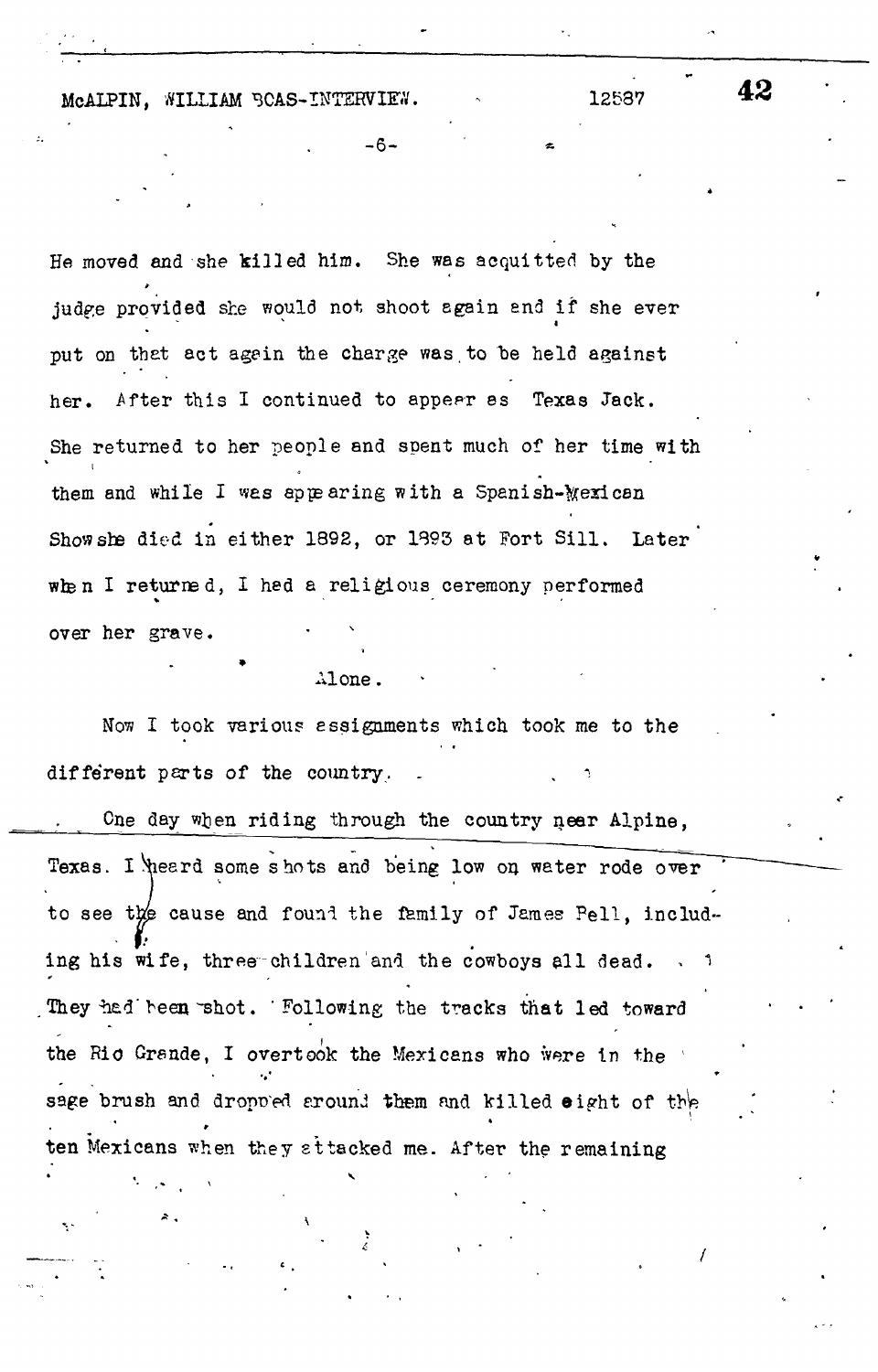He moved and she killed him. She was acquitted by the judge provided she would not shoot again and if she ever put on that act again the charge was to be held against her. After this I continued to appear as Texas Jack. She returned to her people and spent much of her time with them and while I was appearing with a Spanish-Mexican Show she died in either 1892, or 1893 at Fort Sill. Later when I returned, I had a religious ceremony performed over her grave.

Alone.

Now I took various assignments which took me to the different parts of the country.

One day when riding through the country near Alpine, Texas. I heard some shots and being low on water rode over to see the cause and found the family of James Pell, including his wife, three children and the cowboys all dead. They had been shot. Following the tracks that led toward the Rio Grande, I overtook the Mexicans who were in the sage brush and dropped around them and killed eight of the ten Mexicans when they attacked me. After the remaining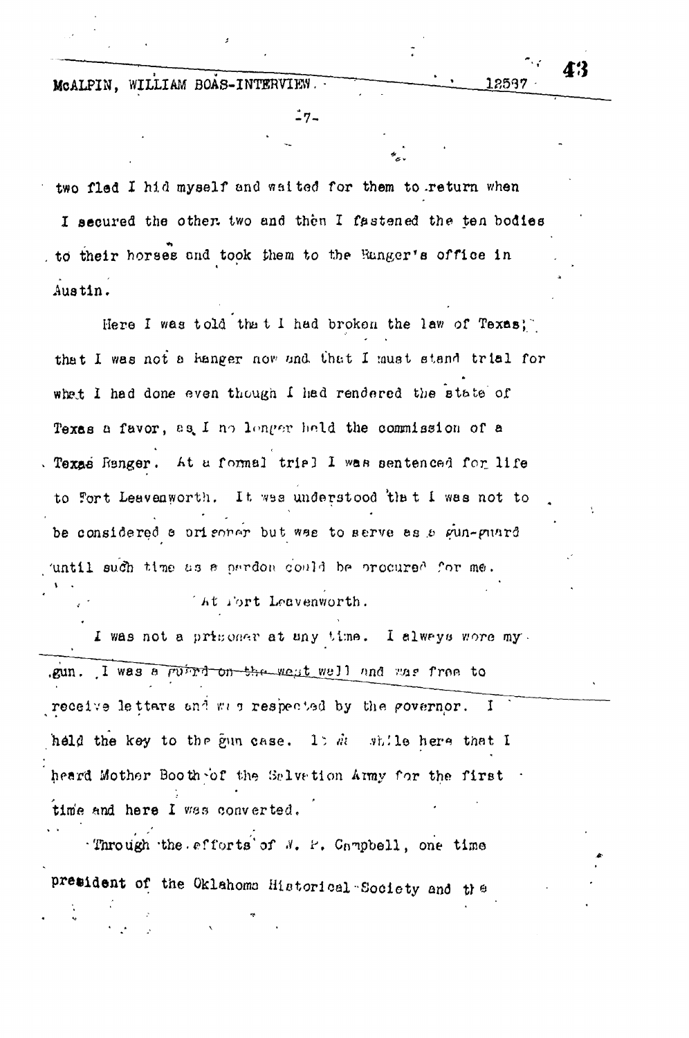two fled I hid myself and waited for them to return when I secured the other two and then I fastened the ten bodies to their horses and took them to the Ranger's office in Austin.

Here I was told that I had broken the law of Texas; that I was not a Ranger now and that I must stand trial for what I had done even though I had rendered the state of Texas a favor, as I no longer held the commission of a Texas Ranger. At a formal trial I was sentenced for life to Fort Leavenworth. It was understood that I was not to be considered a prisoner but was to serve as a gun-guard until such time as a pardon could be procured for me.

At Fort Leavenworth.

I was not a prisoner at any time. I always wore my gun. I was a guard on the west wall and was free to receive letters and was respected by the governor. I held the key to the gun case. It was while here that I heard Mother Booth of the Salvation Army for the first time and here I was converted.

Through the efforts of W. P. Campbell, one time president of the Oklahoma Historical Society and the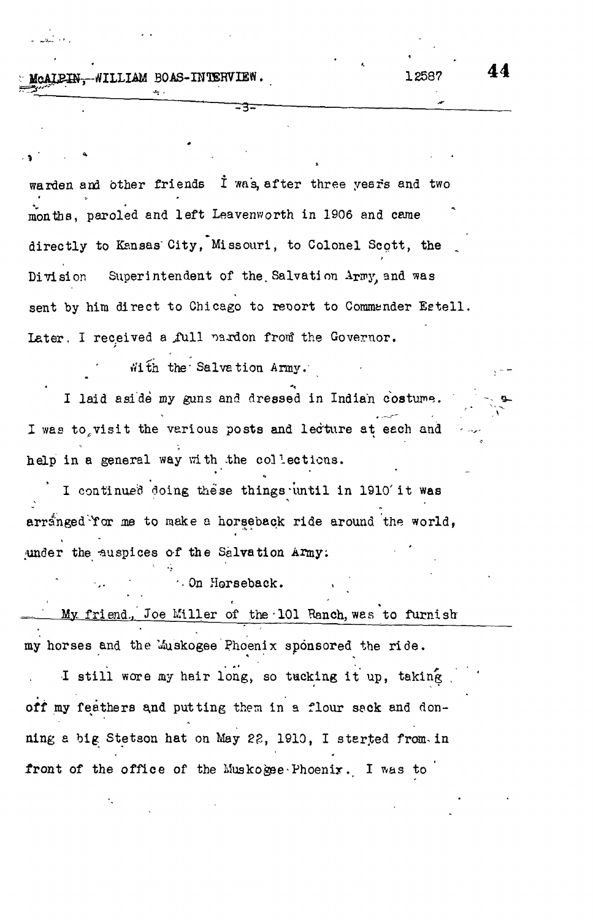warden and other friends I was, after three years and two months, paroled and left Leavenworth in 1906 and came directly to Kansas City, Missouri, to Colonel Scott, the Division Superintendent of the Salvation Army, and was sent by him direct to Chicago to report to Commander Estell. Later, I received a full pardon from the Governor.

## With the Salvation Army.

I laid aside my guns and dressed in Indian costume. I was to visit the various posts and lecture at each and help in a general way with the collections.

I continued doing these things until in 1910 it was arranged for me to make a horseback ride around the world, under the auspices of the Salvation Army.

## On Horseback.

My friend, Joe Miller of the 101 Ranch, was to furnish my horses and the Muskogee Phoenix sponsored the ride.

I still wore my hair long, so tucking it up, taking off my feathers and putting them in a flour sack and donning a big Stetson hat on May 22, 1910, I started from in front of the office of the Muskogee Phoenix. I was to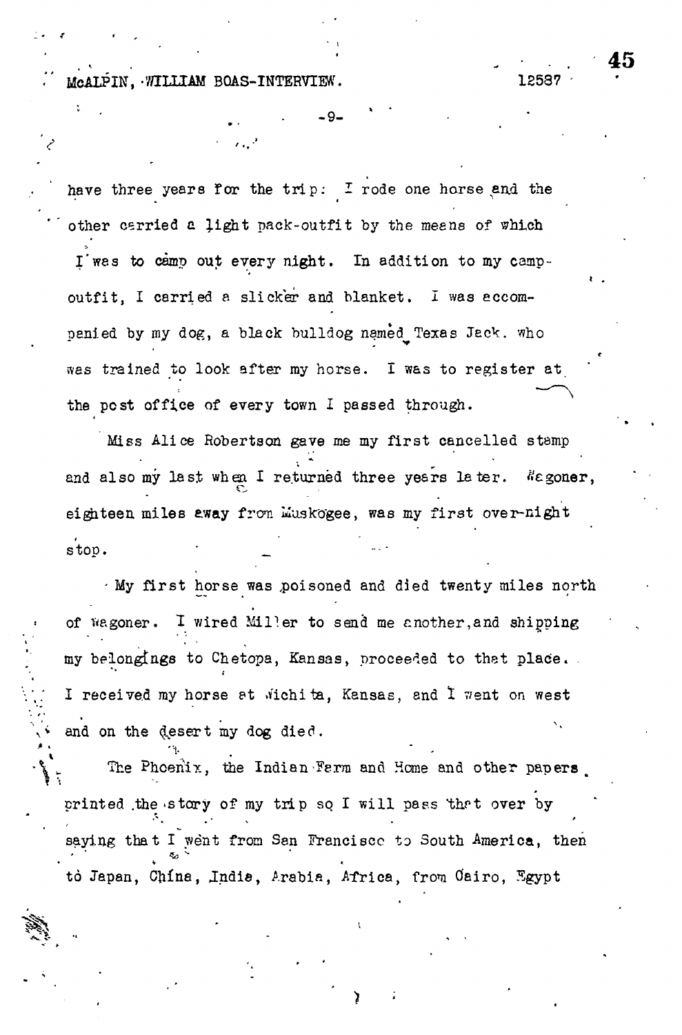have three years for the trip: I rode one horse and the other carried a light pack-outfit by the means of which I was to camp out every night. In addition to my camp-outfit, I carried a slicker and blanket. I was accompanied by my dog, a black bulldog named Texas Jack, who was trained to look after my horse. I was to register at the post office of every town I passed through.

Miss Alice Robertson gave me my first cancelled stamp and also my last when I returned three years later. Wagoner, eighteen miles away from Muskogee, was my first over-night stop.

My first horse was poisoned and died twenty miles north of Wagoner. I wired Miller to send me another, and shipping my belongings to Chetopa, Kansas, proceeded to that place. I received my horse at Wichita, Kansas, and I went on west and on the desert my dog died.

The Phoenix, the Indian Farm and Home and other papers printed the story of my trip so I will pass that over by saying that I went from San Francisco to South America, then to Japan, China, India, Arabia, Africa, from Cairo, Egypt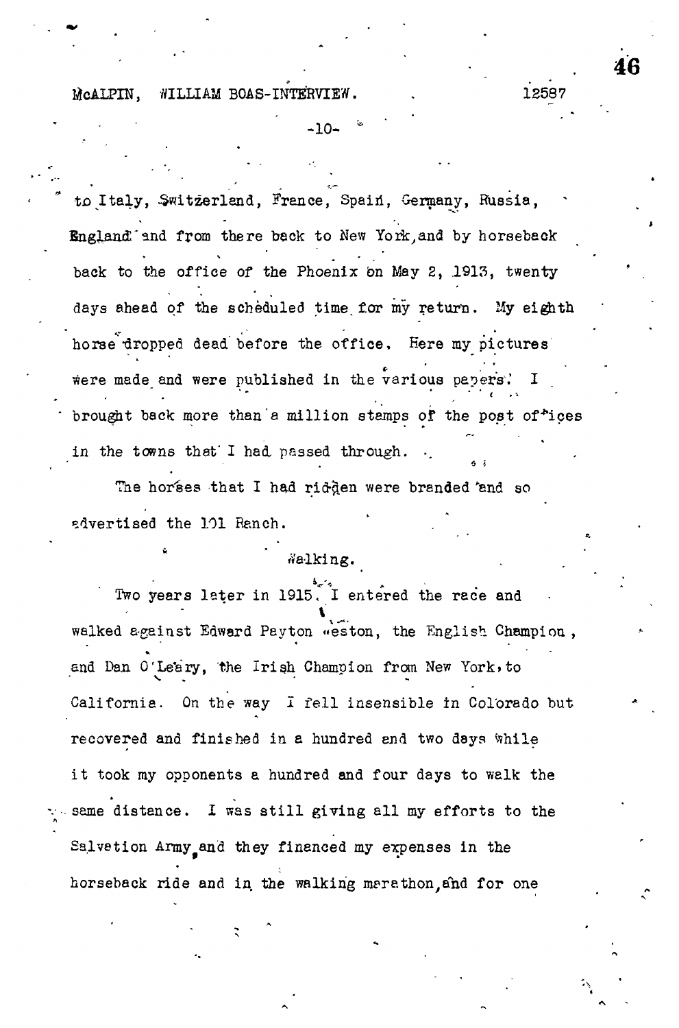to Italy, Switzerland, France, Spain, Germany, Russia, England and from there back to New York, and by horseback back to the office of the Phoenix on May 2, 1913, twenty days ahead of the scheduled time for my return. My eighth horse dropped dead before the office. Here my pictures were made and were published in the various papers. I brought back more than a million stamps of the post offices in the towns that I had passed through.

The horses that I had ridden were branded and so advertised the 101 Ranch.

Walking.

Two years later in 1915, I entered the race and walked against Edward Payton Weston, the English Champion, and Dan O'Leary, the Irish Champion from New York, to California. On the way I fell insensible in Colorado but recovered and finished in a hundred and two days while it took my opponents a hundred and four days to walk the same distance. I was still giving all my efforts to the Salvation Army and they financed my expenses in the horseback ride and in the walking marathon, and for one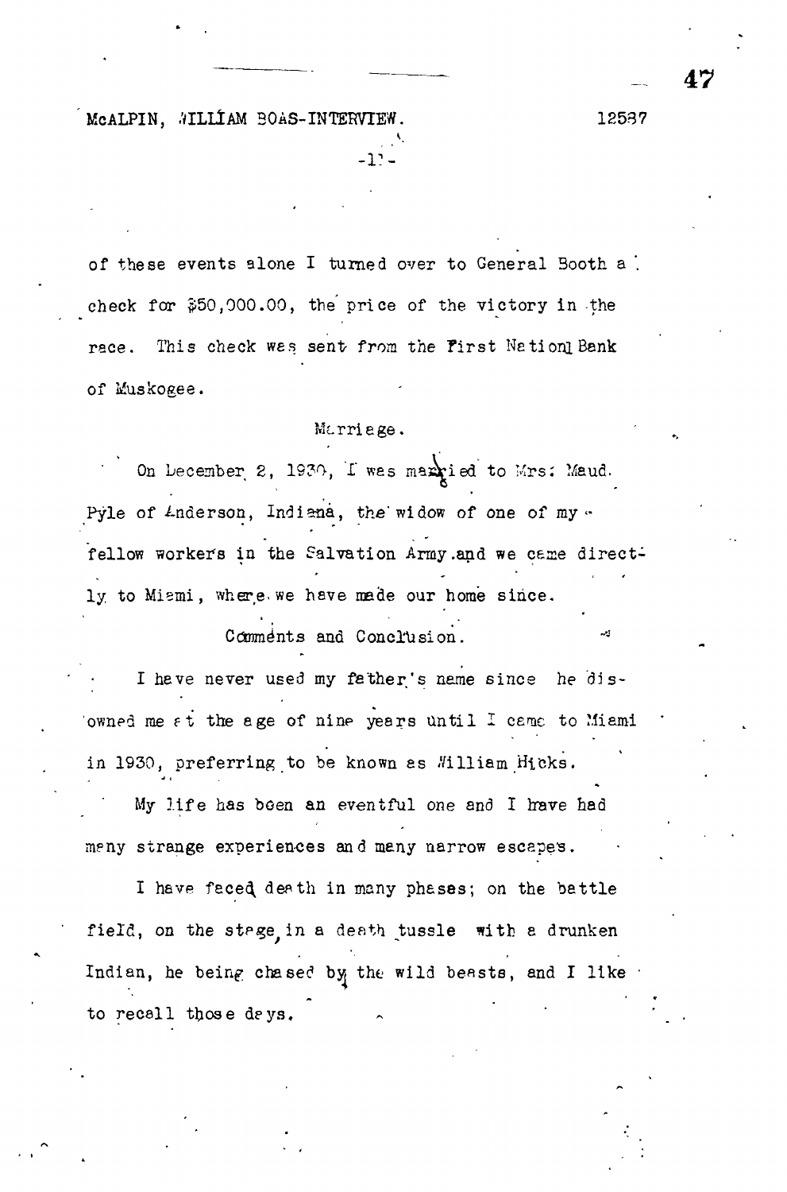of these events alone I turned over to General Booth a check for $50,000.00, the price of the victory in the race. This check was sent from the First National Bank of Muskogee.

### Marriage.

On December 2, 1930, I was married to Mrs. Maud Pyle of Anderson, Indiana, the widow of one of my fellow workers in the Salvation Army and we came directly to Miami, where we have made our home since.

### Comments and Conclusion.

I have never used my father's name since he disowned me at the age of nine years until I came to Miami in 1930, preferring to be known as William Hicks.

My life has been an eventful one and I have had many strange experiences and many narrow escapes.

I have faced death in many phases; on the battle field, on the stage, in a death tussle with a drunken Indian, being chased by the wild beasts, and I like to recall those days.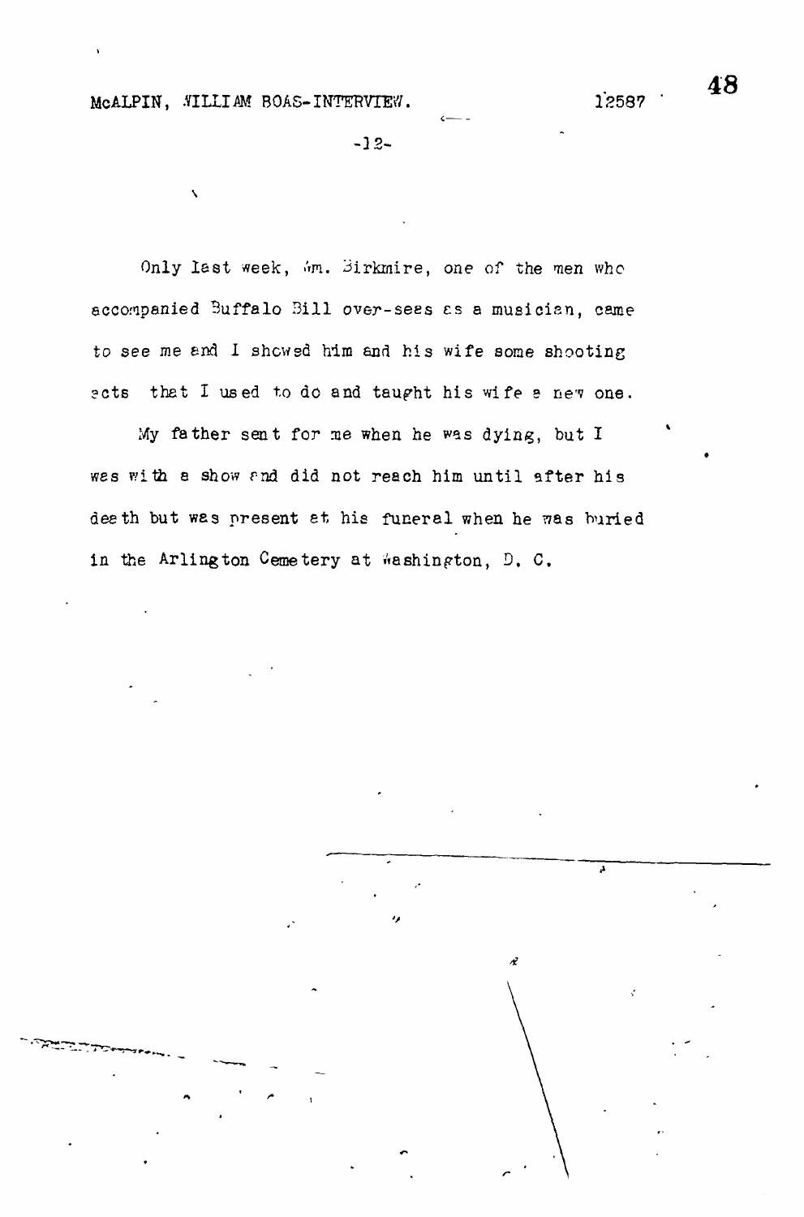Only last week, Wm. Birkmire, one of the men who accompanied Buffalo Bill over-sees as a musician, came to see me and I showed him and his wife some shooting acts that I used to do and taught his wife a new one.

My father sent for me when he was dying, but I was with a show and did not reach him until after his death but was present at his funeral when he was buried in the Arlington Cemetery at Washington, D. C.